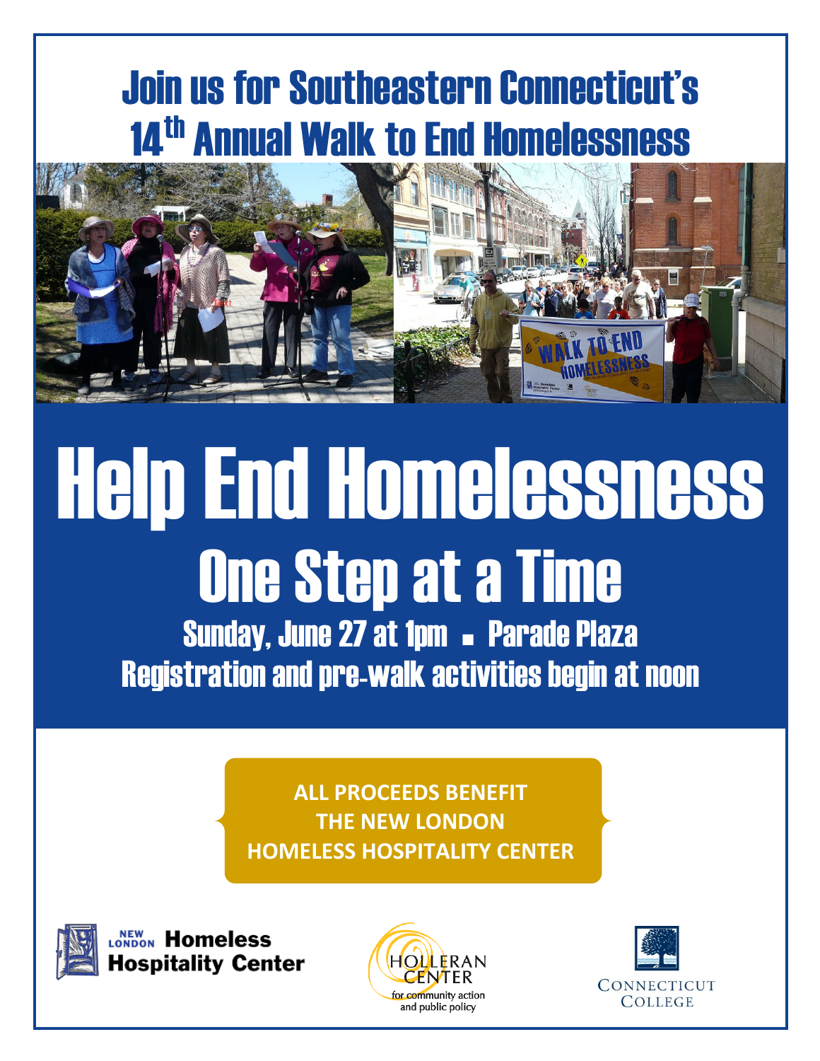# Join us for Southeastern Connecticut's 14th Annual Walk to End Homelessness

# Help End Homelessness

## One Step at a Time

**Sunday, June 27 at 1pm ▪ Parade Plaza**

**Registration and pre-walk activities begin at noon**

**ALL PROCEEDS BENEFIT THE NEW LONDON HOMELESS HOSPITALITY CENTER**

New London Homeless Hospitality Center

Holleran Center for community action and public policy

Connecticut College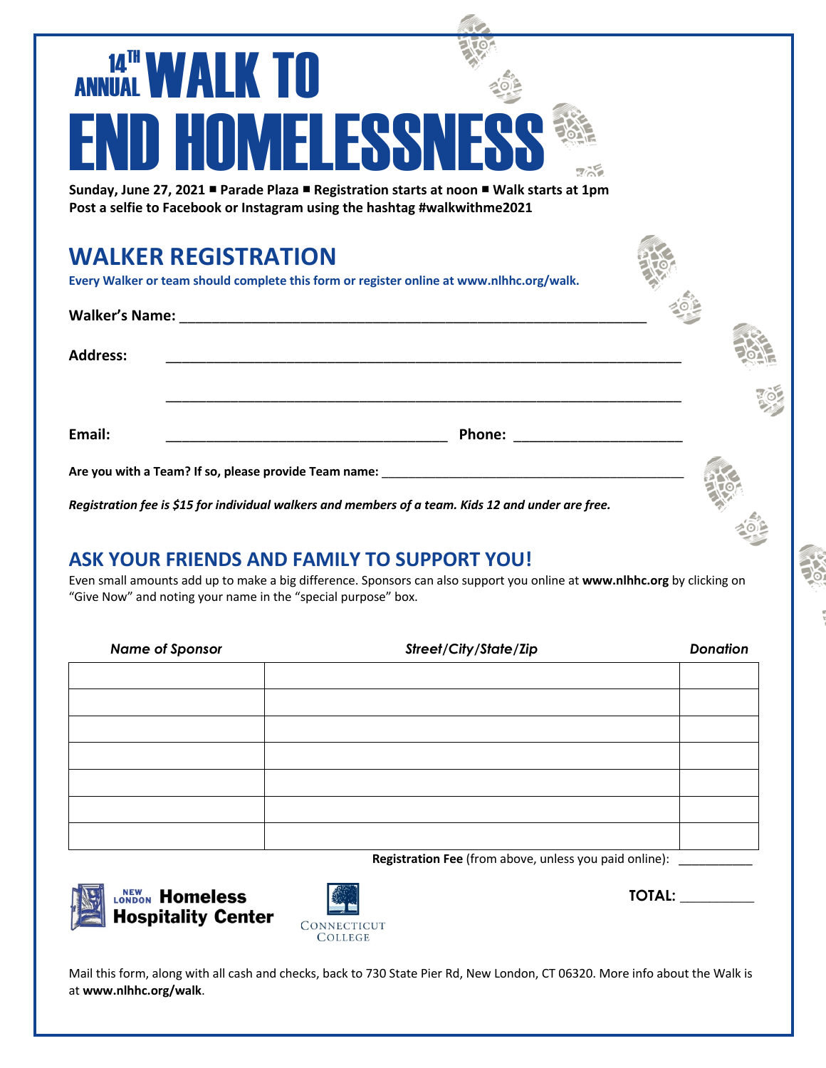# 14TH ANNUAL WALK TO END HOMELESSNESS

**Sunday, June 27, 2021 ■ Parade Plaza ■ Registration starts at noon ■ Walk starts at 1pm**
**Post a selfie to Facebook or Instagram using the hashtag #walkwithme2021**

## WALKER REGISTRATION

**Every Walker or team should complete this form or register online at www.nlhhc.org/walk.**

**Walker's Name:** ____________________________________________

**Address:** ____________________________________________

____________________________________________

**Email:** ___________________________ **Phone:** ________________

**Are you with a Team? If so, please provide Team name:** ______________________________

***Registration fee is $15 for individual walkers and members of a team. Kids 12 and under are free.***

## ASK YOUR FRIENDS AND FAMILY TO SUPPORT YOU!

Even small amounts add up to make a big difference. Sponsors can also support you online at **www.nlhhc.org** by clicking on "Give Now" and noting your name in the "special purpose" box.

| *Name of Sponsor* | *Street/City/State/Zip* | *Donation* |
|---|---|---|
| | | |
| | | |
| | | |
| | | |
| | | |
| | | |
| | | |

**Registration Fee** (from above, unless you paid online): __________

**TOTAL:** __________

NEW LONDON Homeless Hospitality Center

Connecticut College

Mail this form, along with all cash and checks, back to 730 State Pier Rd, New London, CT 06320. More info about the Walk is at **www.nlhhc.org/walk**.